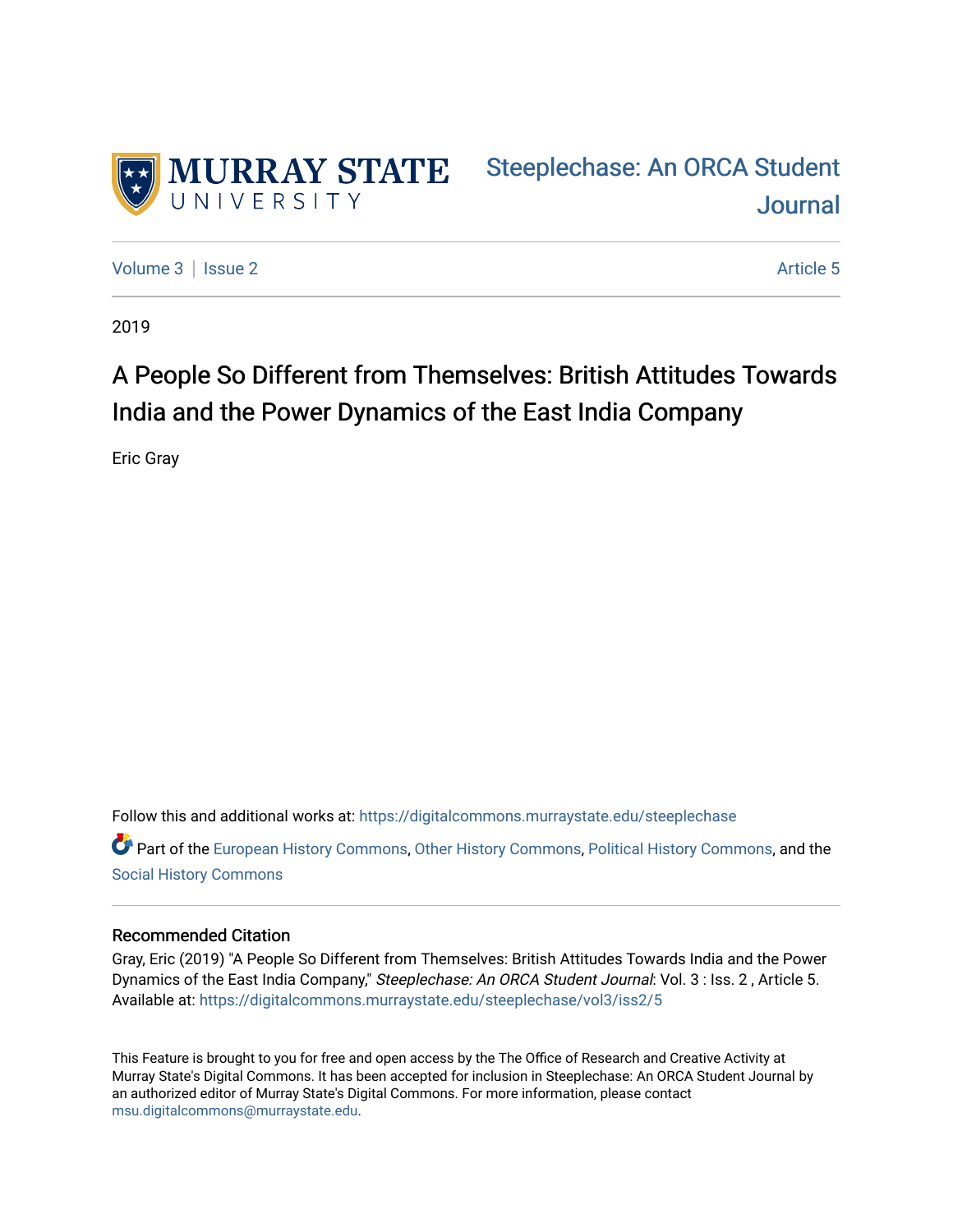Murray State University

Steeplechase: An ORCA Student Journal

Volume 3 | Issue 2 — Article 5

2019

# A People So Different from Themselves: British Attitudes Towards India and the Power Dynamics of the East India Company

Eric Gray

Follow this and additional works at: https://digitalcommons.murraystate.edu/steeplechase

Part of the European History Commons, Other History Commons, Political History Commons, and the Social History Commons

## Recommended Citation

Gray, Eric (2019) "A People So Different from Themselves: British Attitudes Towards India and the Power Dynamics of the East India Company," *Steeplechase: An ORCA Student Journal*: Vol. 3 : Iss. 2 , Article 5. Available at: https://digitalcommons.murraystate.edu/steeplechase/vol3/iss2/5

This Feature is brought to you for free and open access by the The Office of Research and Creative Activity at Murray State's Digital Commons. It has been accepted for inclusion in Steeplechase: An ORCA Student Journal by an authorized editor of Murray State's Digital Commons. For more information, please contact msu.digitalcommons@murraystate.edu.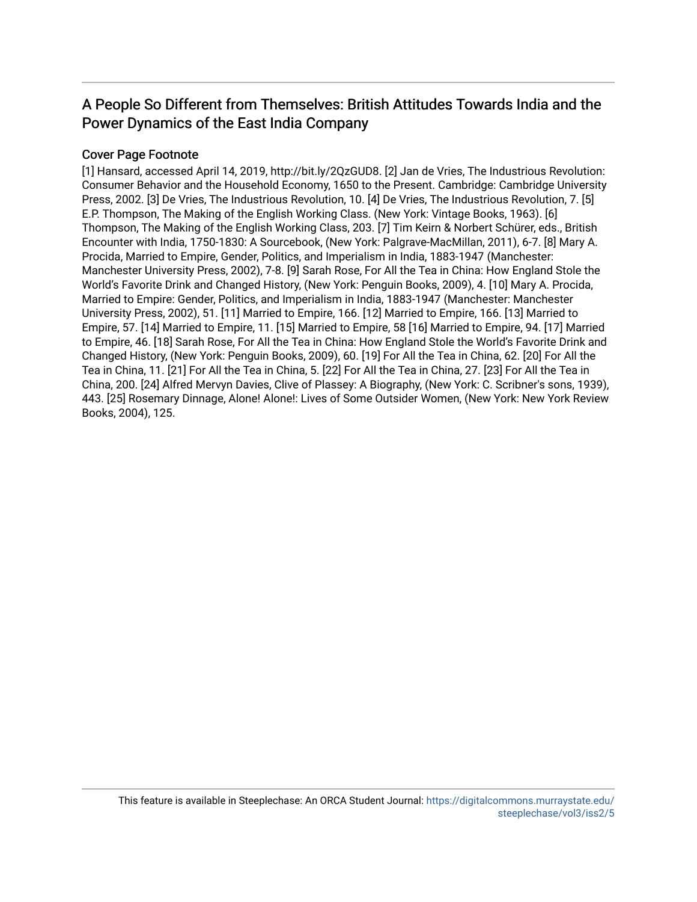## A People So Different from Themselves: British Attitudes Towards India and the Power Dynamics of the East India Company

### Cover Page Footnote

[1] Hansard, accessed April 14, 2019, http://bit.ly/2QzGUD8. [2] Jan de Vries, The Industrious Revolution: Consumer Behavior and the Household Economy, 1650 to the Present. Cambridge: Cambridge University Press, 2002. [3] De Vries, The Industrious Revolution, 10. [4] De Vries, The Industrious Revolution, 7. [5] E.P. Thompson, The Making of the English Working Class. (New York: Vintage Books, 1963). [6] Thompson, The Making of the English Working Class, 203. [7] Tim Keirn & Norbert Schürer, eds., British Encounter with India, 1750-1830: A Sourcebook, (New York: Palgrave-MacMillan, 2011), 6-7. [8] Mary A. Procida, Married to Empire, Gender, Politics, and Imperialism in India, 1883-1947 (Manchester: Manchester University Press, 2002), 7-8. [9] Sarah Rose, For All the Tea in China: How England Stole the World's Favorite Drink and Changed History, (New York: Penguin Books, 2009), 4. [10] Mary A. Procida, Married to Empire: Gender, Politics, and Imperialism in India, 1883-1947 (Manchester: Manchester University Press, 2002), 51. [11] Married to Empire, 166. [12] Married to Empire, 166. [13] Married to Empire, 57. [14] Married to Empire, 11. [15] Married to Empire, 58 [16] Married to Empire, 94. [17] Married to Empire, 46. [18] Sarah Rose, For All the Tea in China: How England Stole the World's Favorite Drink and Changed History, (New York: Penguin Books, 2009), 60. [19] For All the Tea in China, 62. [20] For All the Tea in China, 11. [21] For All the Tea in China, 5. [22] For All the Tea in China, 27. [23] For All the Tea in China, 200. [24] Alfred Mervyn Davies, Clive of Plassey: A Biography, (New York: C. Scribner's sons, 1939), 443. [25] Rosemary Dinnage, Alone! Alone!: Lives of Some Outsider Women, (New York: New York Review Books, 2004), 125.

This feature is available in Steeplechase: An ORCA Student Journal: https://digitalcommons.murraystate.edu/steeplechase/vol3/iss2/5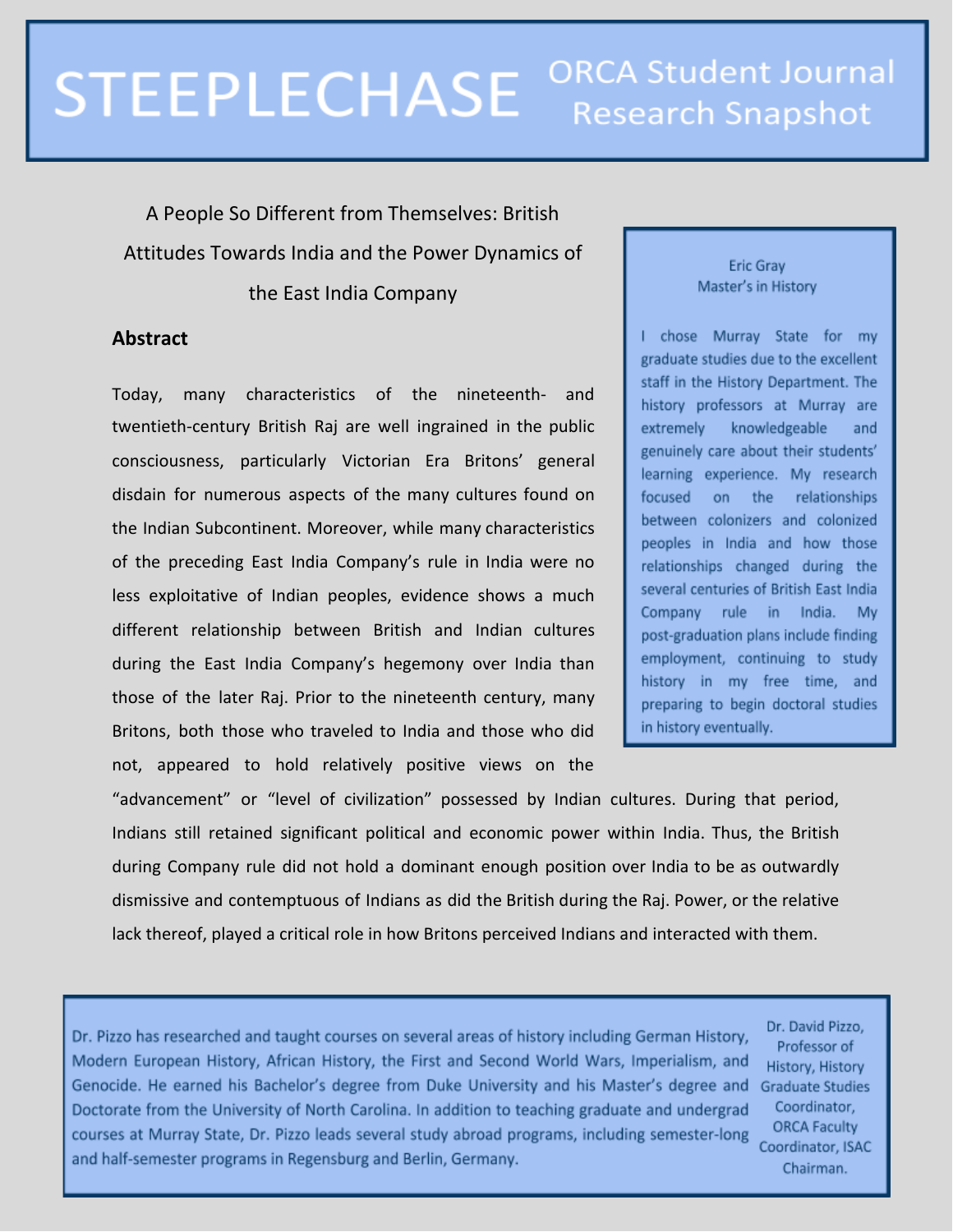# STEEPLECHASE ORCA Student Journal Research Snapshot

## A People So Different from Themselves: British Attitudes Towards India and the Power Dynamics of the East India Company

### Abstract

Today, many characteristics of the nineteenth- and twentieth-century British Raj are well ingrained in the public consciousness, particularly Victorian Era Britons' general disdain for numerous aspects of the many cultures found on the Indian Subcontinent. Moreover, while many characteristics of the preceding East India Company's rule in India were no less exploitative of Indian peoples, evidence shows a much different relationship between British and Indian cultures during the East India Company's hegemony over India than those of the later Raj. Prior to the nineteenth century, many Britons, both those who traveled to India and those who did not, appeared to hold relatively positive views on the "advancement" or "level of civilization" possessed by Indian cultures. During that period, Indians still retained significant political and economic power within India. Thus, the British during Company rule did not hold a dominant enough position over India to be as outwardly dismissive and contemptuous of Indians as did the British during the Raj. Power, or the relative lack thereof, played a critical role in how Britons perceived Indians and interacted with them.

**Eric Gray**
Master's in History

I chose Murray State for my graduate studies due to the excellent staff in the History Department. The history professors at Murray are extremely knowledgeable and genuinely care about their students' learning experience. My research focused on the relationships between colonizers and colonized peoples in India and how those relationships changed during the several centuries of British East India Company rule in India. My post-graduation plans include finding employment, continuing to study history in my free time, and preparing to begin doctoral studies in history eventually.

Dr. Pizzo has researched and taught courses on several areas of history including German History, Modern European History, African History, the First and Second World Wars, Imperialism, and Genocide. He earned his Bachelor's degree from Duke University and his Master's degree and Doctorate from the University of North Carolina. In addition to teaching graduate and undergrad courses at Murray State, Dr. Pizzo leads several study abroad programs, including semester-long and half-semester programs in Regensburg and Berlin, Germany.

Dr. David Pizzo, Professor of History, History Graduate Studies Coordinator, ORCA Faculty Coordinator, ISAC Chairman.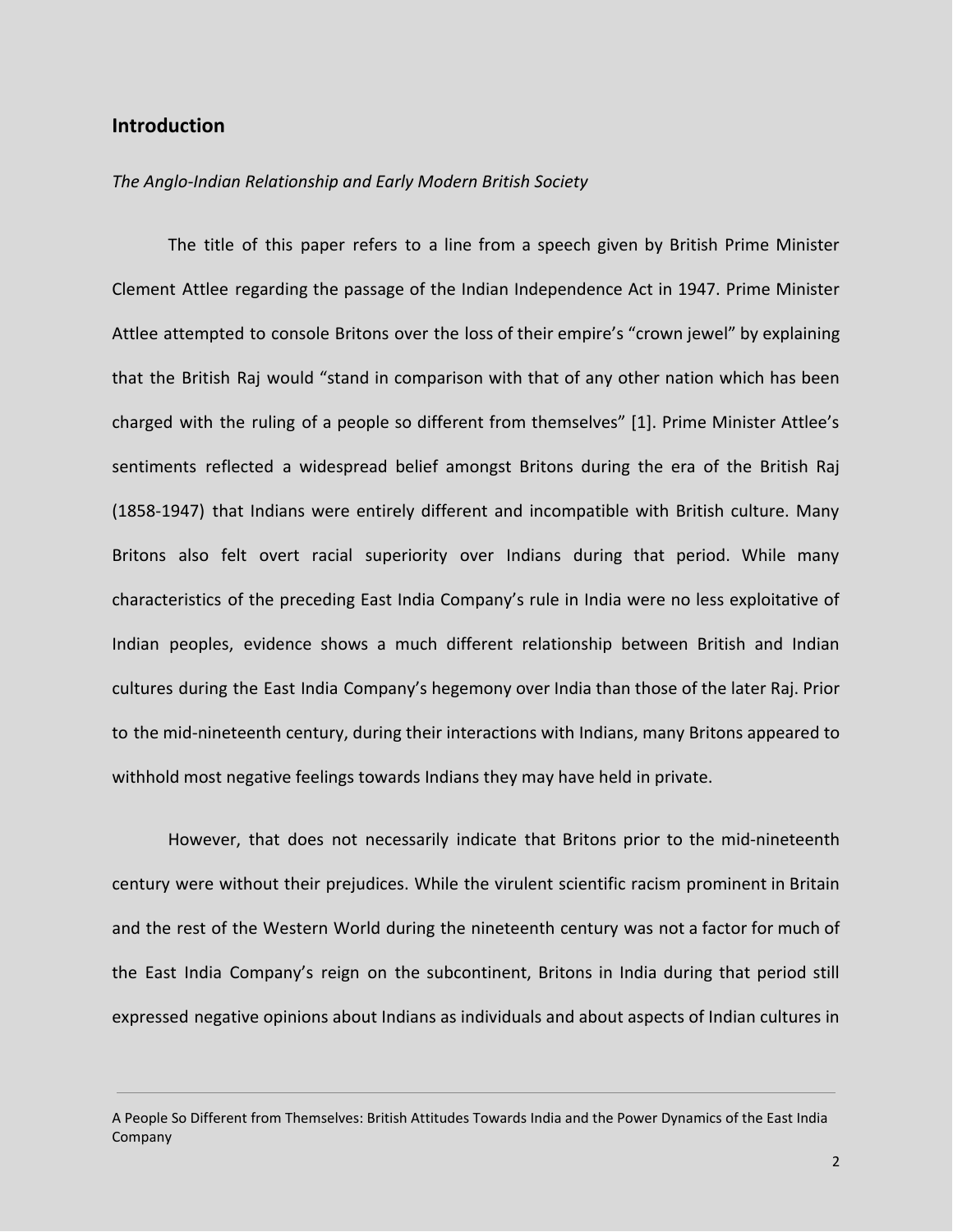## Introduction

*The Anglo-Indian Relationship and Early Modern British Society*

The title of this paper refers to a line from a speech given by British Prime Minister Clement Attlee regarding the passage of the Indian Independence Act in 1947. Prime Minister Attlee attempted to console Britons over the loss of their empire's "crown jewel" by explaining that the British Raj would "stand in comparison with that of any other nation which has been charged with the ruling of a people so different from themselves" [1]. Prime Minister Attlee's sentiments reflected a widespread belief amongst Britons during the era of the British Raj (1858-1947) that Indians were entirely different and incompatible with British culture. Many Britons also felt overt racial superiority over Indians during that period. While many characteristics of the preceding East India Company's rule in India were no less exploitative of Indian peoples, evidence shows a much different relationship between British and Indian cultures during the East India Company's hegemony over India than those of the later Raj. Prior to the mid-nineteenth century, during their interactions with Indians, many Britons appeared to withhold most negative feelings towards Indians they may have held in private.

However, that does not necessarily indicate that Britons prior to the mid-nineteenth century were without their prejudices. While the virulent scientific racism prominent in Britain and the rest of the Western World during the nineteenth century was not a factor for much of the East India Company's reign on the subcontinent, Britons in India during that period still expressed negative opinions about Indians as individuals and about aspects of Indian cultures in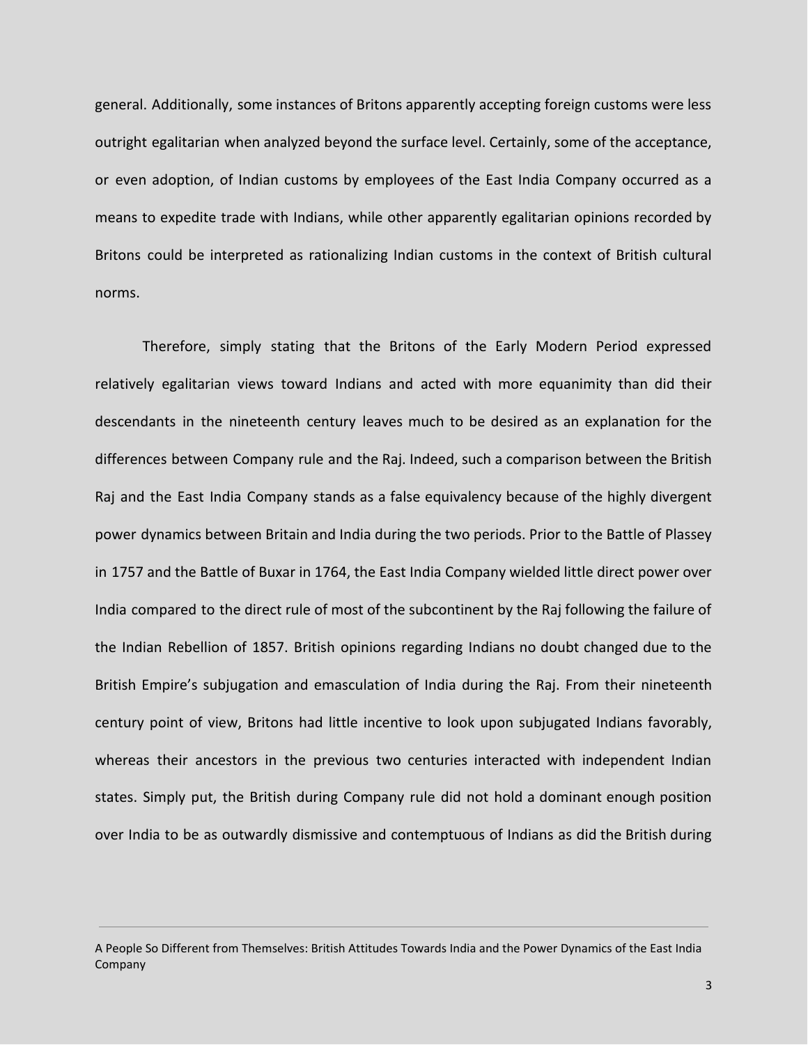general. Additionally, some instances of Britons apparently accepting foreign customs were less outright egalitarian when analyzed beyond the surface level. Certainly, some of the acceptance, or even adoption, of Indian customs by employees of the East India Company occurred as a means to expedite trade with Indians, while other apparently egalitarian opinions recorded by Britons could be interpreted as rationalizing Indian customs in the context of British cultural norms.

Therefore, simply stating that the Britons of the Early Modern Period expressed relatively egalitarian views toward Indians and acted with more equanimity than did their descendants in the nineteenth century leaves much to be desired as an explanation for the differences between Company rule and the Raj. Indeed, such a comparison between the British Raj and the East India Company stands as a false equivalency because of the highly divergent power dynamics between Britain and India during the two periods. Prior to the Battle of Plassey in 1757 and the Battle of Buxar in 1764, the East India Company wielded little direct power over India compared to the direct rule of most of the subcontinent by the Raj following the failure of the Indian Rebellion of 1857. British opinions regarding Indians no doubt changed due to the British Empire's subjugation and emasculation of India during the Raj. From their nineteenth century point of view, Britons had little incentive to look upon subjugated Indians favorably, whereas their ancestors in the previous two centuries interacted with independent Indian states. Simply put, the British during Company rule did not hold a dominant enough position over India to be as outwardly dismissive and contemptuous of Indians as did the British during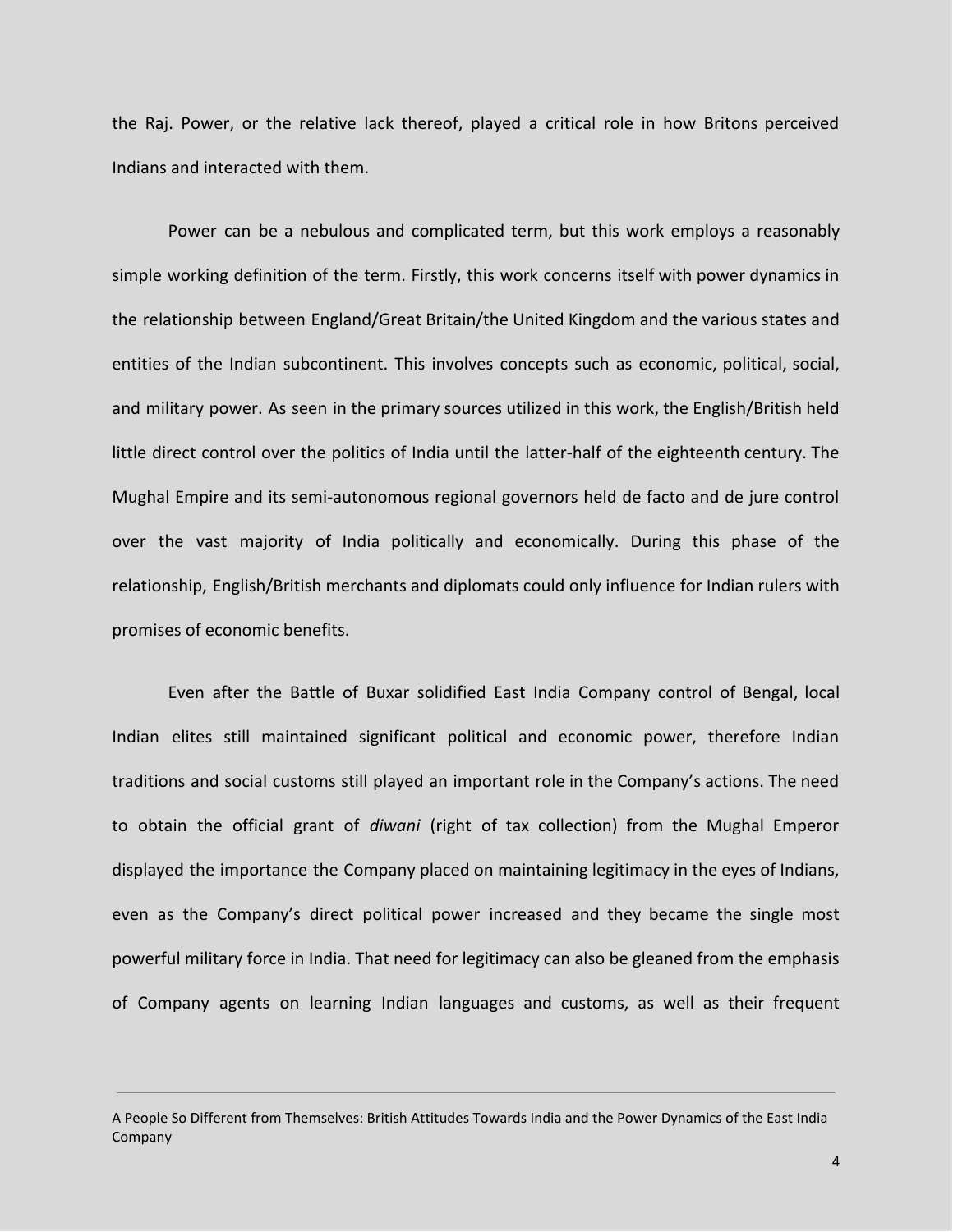the Raj. Power, or the relative lack thereof, played a critical role in how Britons perceived Indians and interacted with them.

Power can be a nebulous and complicated term, but this work employs a reasonably simple working definition of the term. Firstly, this work concerns itself with power dynamics in the relationship between England/Great Britain/the United Kingdom and the various states and entities of the Indian subcontinent. This involves concepts such as economic, political, social, and military power. As seen in the primary sources utilized in this work, the English/British held little direct control over the politics of India until the latter-half of the eighteenth century. The Mughal Empire and its semi-autonomous regional governors held de facto and de jure control over the vast majority of India politically and economically. During this phase of the relationship, English/British merchants and diplomats could only influence for Indian rulers with promises of economic benefits.

Even after the Battle of Buxar solidified East India Company control of Bengal, local Indian elites still maintained significant political and economic power, therefore Indian traditions and social customs still played an important role in the Company's actions. The need to obtain the official grant of *diwani* (right of tax collection) from the Mughal Emperor displayed the importance the Company placed on maintaining legitimacy in the eyes of Indians, even as the Company's direct political power increased and they became the single most powerful military force in India. That need for legitimacy can also be gleaned from the emphasis of Company agents on learning Indian languages and customs, as well as their frequent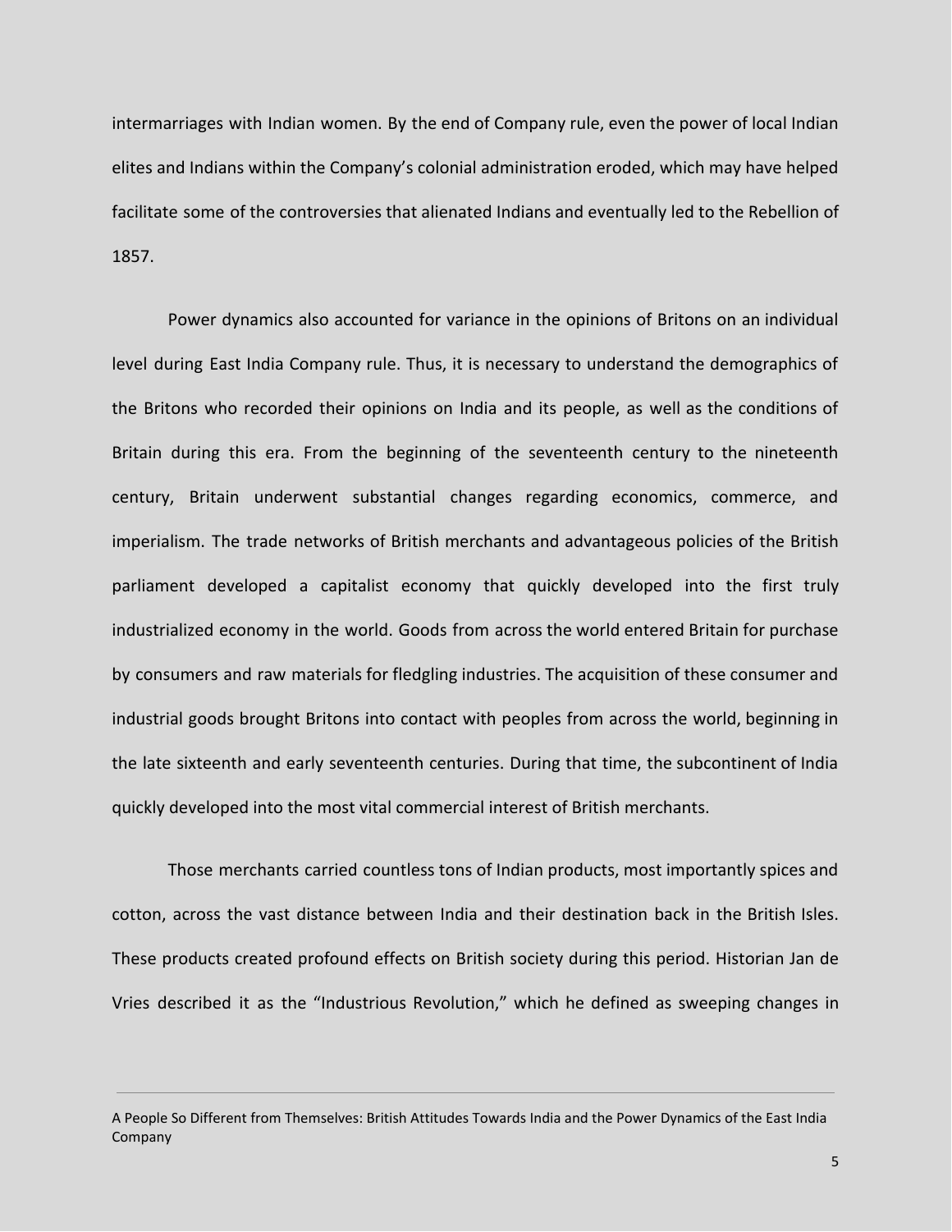intermarriages with Indian women. By the end of Company rule, even the power of local Indian elites and Indians within the Company's colonial administration eroded, which may have helped facilitate some of the controversies that alienated Indians and eventually led to the Rebellion of 1857.

Power dynamics also accounted for variance in the opinions of Britons on an individual level during East India Company rule. Thus, it is necessary to understand the demographics of the Britons who recorded their opinions on India and its people, as well as the conditions of Britain during this era. From the beginning of the seventeenth century to the nineteenth century, Britain underwent substantial changes regarding economics, commerce, and imperialism. The trade networks of British merchants and advantageous policies of the British parliament developed a capitalist economy that quickly developed into the first truly industrialized economy in the world. Goods from across the world entered Britain for purchase by consumers and raw materials for fledgling industries. The acquisition of these consumer and industrial goods brought Britons into contact with peoples from across the world, beginning in the late sixteenth and early seventeenth centuries. During that time, the subcontinent of India quickly developed into the most vital commercial interest of British merchants.

Those merchants carried countless tons of Indian products, most importantly spices and cotton, across the vast distance between India and their destination back in the British Isles. These products created profound effects on British society during this period. Historian Jan de Vries described it as the "Industrious Revolution," which he defined as sweeping changes in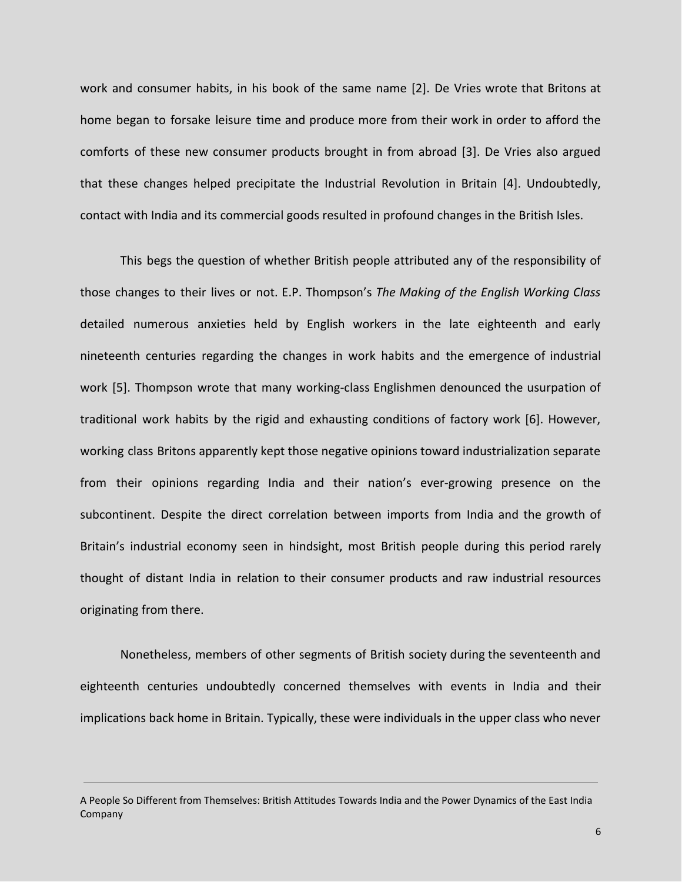work and consumer habits, in his book of the same name [2]. De Vries wrote that Britons at home began to forsake leisure time and produce more from their work in order to afford the comforts of these new consumer products brought in from abroad [3]. De Vries also argued that these changes helped precipitate the Industrial Revolution in Britain [4]. Undoubtedly, contact with India and its commercial goods resulted in profound changes in the British Isles.

This begs the question of whether British people attributed any of the responsibility of those changes to their lives or not. E.P. Thompson's *The Making of the English Working Class* detailed numerous anxieties held by English workers in the late eighteenth and early nineteenth centuries regarding the changes in work habits and the emergence of industrial work [5]. Thompson wrote that many working-class Englishmen denounced the usurpation of traditional work habits by the rigid and exhausting conditions of factory work [6]. However, working class Britons apparently kept those negative opinions toward industrialization separate from their opinions regarding India and their nation's ever-growing presence on the subcontinent. Despite the direct correlation between imports from India and the growth of Britain's industrial economy seen in hindsight, most British people during this period rarely thought of distant India in relation to their consumer products and raw industrial resources originating from there.

Nonetheless, members of other segments of British society during the seventeenth and eighteenth centuries undoubtedly concerned themselves with events in India and their implications back home in Britain. Typically, these were individuals in the upper class who never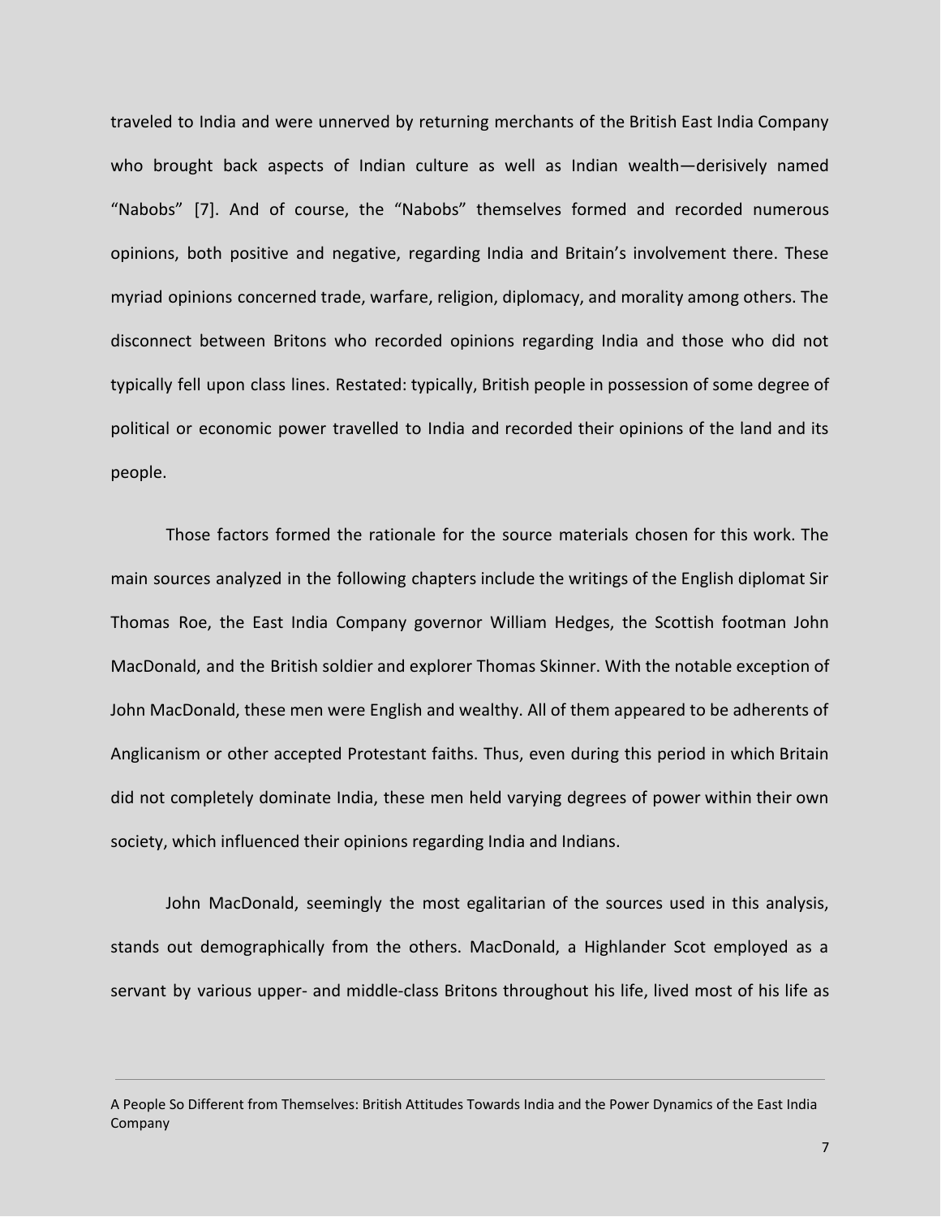traveled to India and were unnerved by returning merchants of the British East India Company who brought back aspects of Indian culture as well as Indian wealth—derisively named "Nabobs" [7]. And of course, the "Nabobs" themselves formed and recorded numerous opinions, both positive and negative, regarding India and Britain's involvement there. These myriad opinions concerned trade, warfare, religion, diplomacy, and morality among others. The disconnect between Britons who recorded opinions regarding India and those who did not typically fell upon class lines. Restated: typically, British people in possession of some degree of political or economic power travelled to India and recorded their opinions of the land and its people.

Those factors formed the rationale for the source materials chosen for this work. The main sources analyzed in the following chapters include the writings of the English diplomat Sir Thomas Roe, the East India Company governor William Hedges, the Scottish footman John MacDonald, and the British soldier and explorer Thomas Skinner. With the notable exception of John MacDonald, these men were English and wealthy. All of them appeared to be adherents of Anglicanism or other accepted Protestant faiths. Thus, even during this period in which Britain did not completely dominate India, these men held varying degrees of power within their own society, which influenced their opinions regarding India and Indians.

John MacDonald, seemingly the most egalitarian of the sources used in this analysis, stands out demographically from the others. MacDonald, a Highlander Scot employed as a servant by various upper- and middle-class Britons throughout his life, lived most of his life as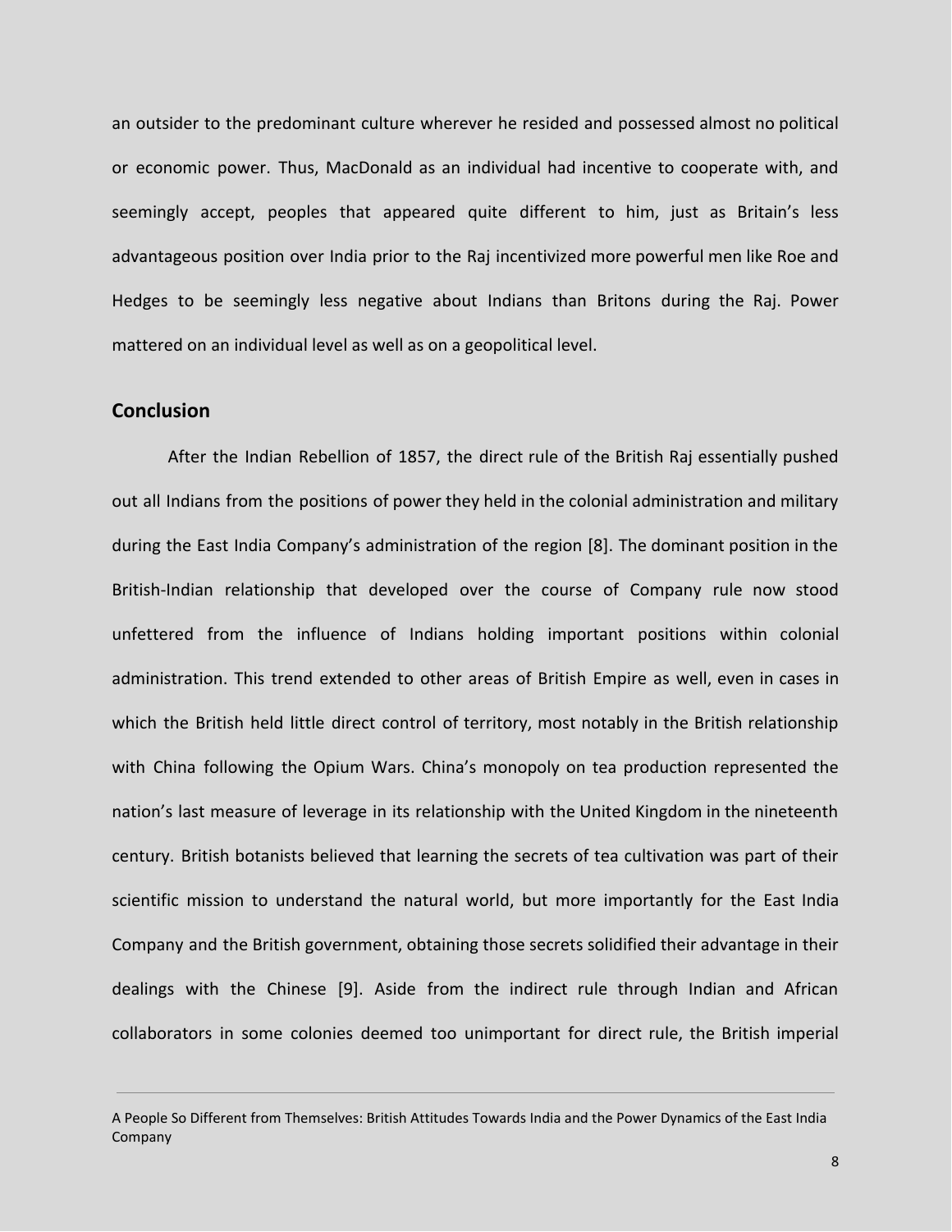an outsider to the predominant culture wherever he resided and possessed almost no political or economic power. Thus, MacDonald as an individual had incentive to cooperate with, and seemingly accept, peoples that appeared quite different to him, just as Britain's less advantageous position over India prior to the Raj incentivized more powerful men like Roe and Hedges to be seemingly less negative about Indians than Britons during the Raj. Power mattered on an individual level as well as on a geopolitical level.

## Conclusion

After the Indian Rebellion of 1857, the direct rule of the British Raj essentially pushed out all Indians from the positions of power they held in the colonial administration and military during the East India Company's administration of the region [8]. The dominant position in the British-Indian relationship that developed over the course of Company rule now stood unfettered from the influence of Indians holding important positions within colonial administration. This trend extended to other areas of British Empire as well, even in cases in which the British held little direct control of territory, most notably in the British relationship with China following the Opium Wars. China's monopoly on tea production represented the nation's last measure of leverage in its relationship with the United Kingdom in the nineteenth century. British botanists believed that learning the secrets of tea cultivation was part of their scientific mission to understand the natural world, but more importantly for the East India Company and the British government, obtaining those secrets solidified their advantage in their dealings with the Chinese [9]. Aside from the indirect rule through Indian and African collaborators in some colonies deemed too unimportant for direct rule, the British imperial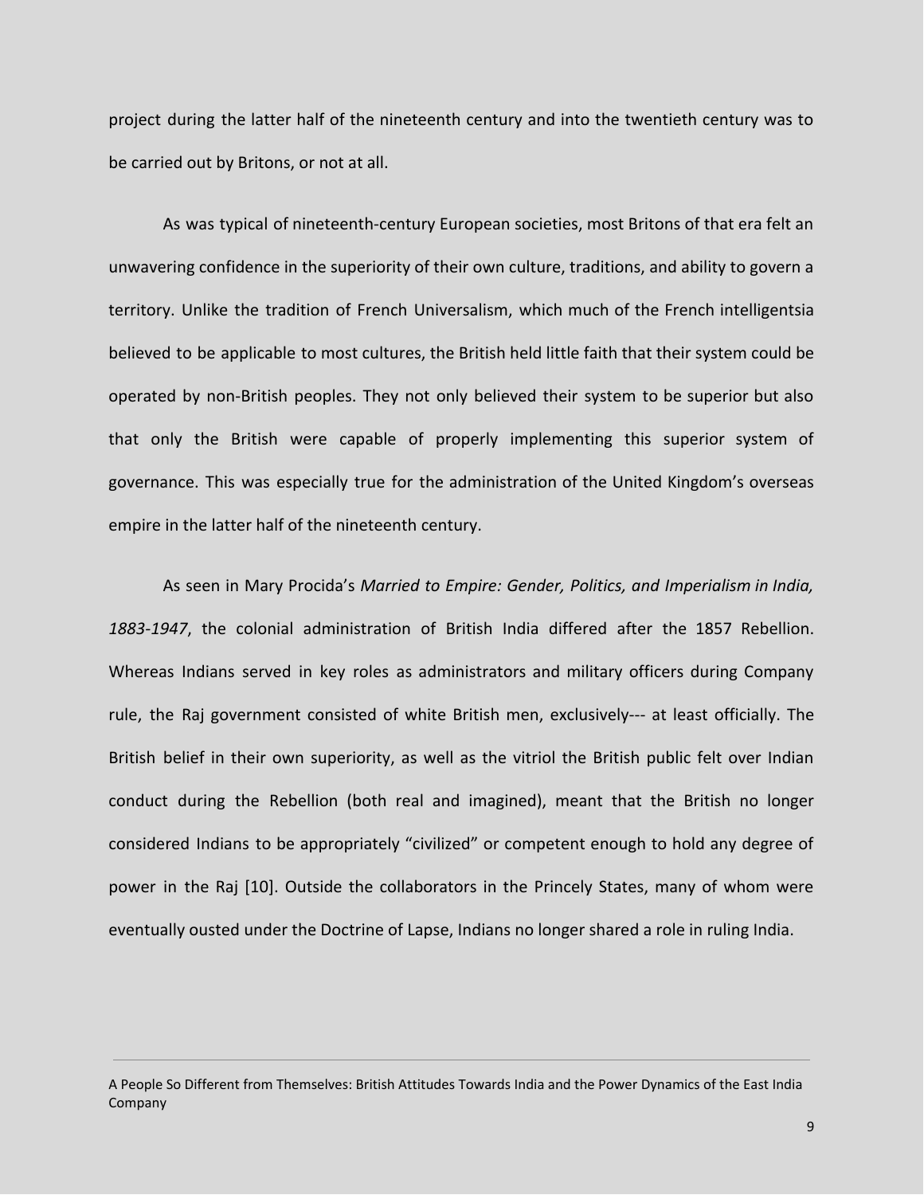project during the latter half of the nineteenth century and into the twentieth century was to be carried out by Britons, or not at all.

As was typical of nineteenth-century European societies, most Britons of that era felt an unwavering confidence in the superiority of their own culture, traditions, and ability to govern a territory. Unlike the tradition of French Universalism, which much of the French intelligentsia believed to be applicable to most cultures, the British held little faith that their system could be operated by non-British peoples. They not only believed their system to be superior but also that only the British were capable of properly implementing this superior system of governance. This was especially true for the administration of the United Kingdom's overseas empire in the latter half of the nineteenth century.

As seen in Mary Procida's *Married to Empire: Gender, Politics, and Imperialism in India, 1883-1947*, the colonial administration of British India differed after the 1857 Rebellion. Whereas Indians served in key roles as administrators and military officers during Company rule, the Raj government consisted of white British men, exclusively--- at least officially. The British belief in their own superiority, as well as the vitriol the British public felt over Indian conduct during the Rebellion (both real and imagined), meant that the British no longer considered Indians to be appropriately "civilized" or competent enough to hold any degree of power in the Raj [10]. Outside the collaborators in the Princely States, many of whom were eventually ousted under the Doctrine of Lapse, Indians no longer shared a role in ruling India.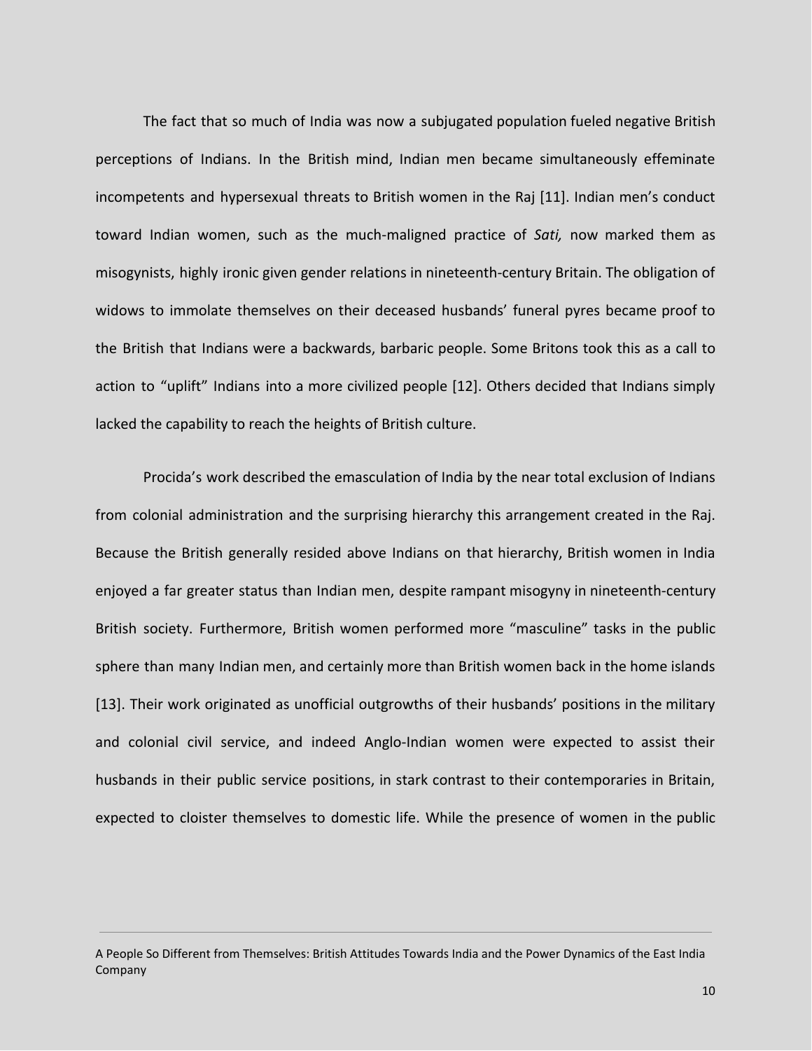The fact that so much of India was now a subjugated population fueled negative British perceptions of Indians. In the British mind, Indian men became simultaneously effeminate incompetents and hypersexual threats to British women in the Raj [11]. Indian men's conduct toward Indian women, such as the much-maligned practice of *Sati,* now marked them as misogynists, highly ironic given gender relations in nineteenth-century Britain. The obligation of widows to immolate themselves on their deceased husbands' funeral pyres became proof to the British that Indians were a backwards, barbaric people. Some Britons took this as a call to action to "uplift" Indians into a more civilized people [12]. Others decided that Indians simply lacked the capability to reach the heights of British culture.

Procida's work described the emasculation of India by the near total exclusion of Indians from colonial administration and the surprising hierarchy this arrangement created in the Raj. Because the British generally resided above Indians on that hierarchy, British women in India enjoyed a far greater status than Indian men, despite rampant misogyny in nineteenth-century British society. Furthermore, British women performed more "masculine" tasks in the public sphere than many Indian men, and certainly more than British women back in the home islands [13]. Their work originated as unofficial outgrowths of their husbands' positions in the military and colonial civil service, and indeed Anglo-Indian women were expected to assist their husbands in their public service positions, in stark contrast to their contemporaries in Britain, expected to cloister themselves to domestic life. While the presence of women in the public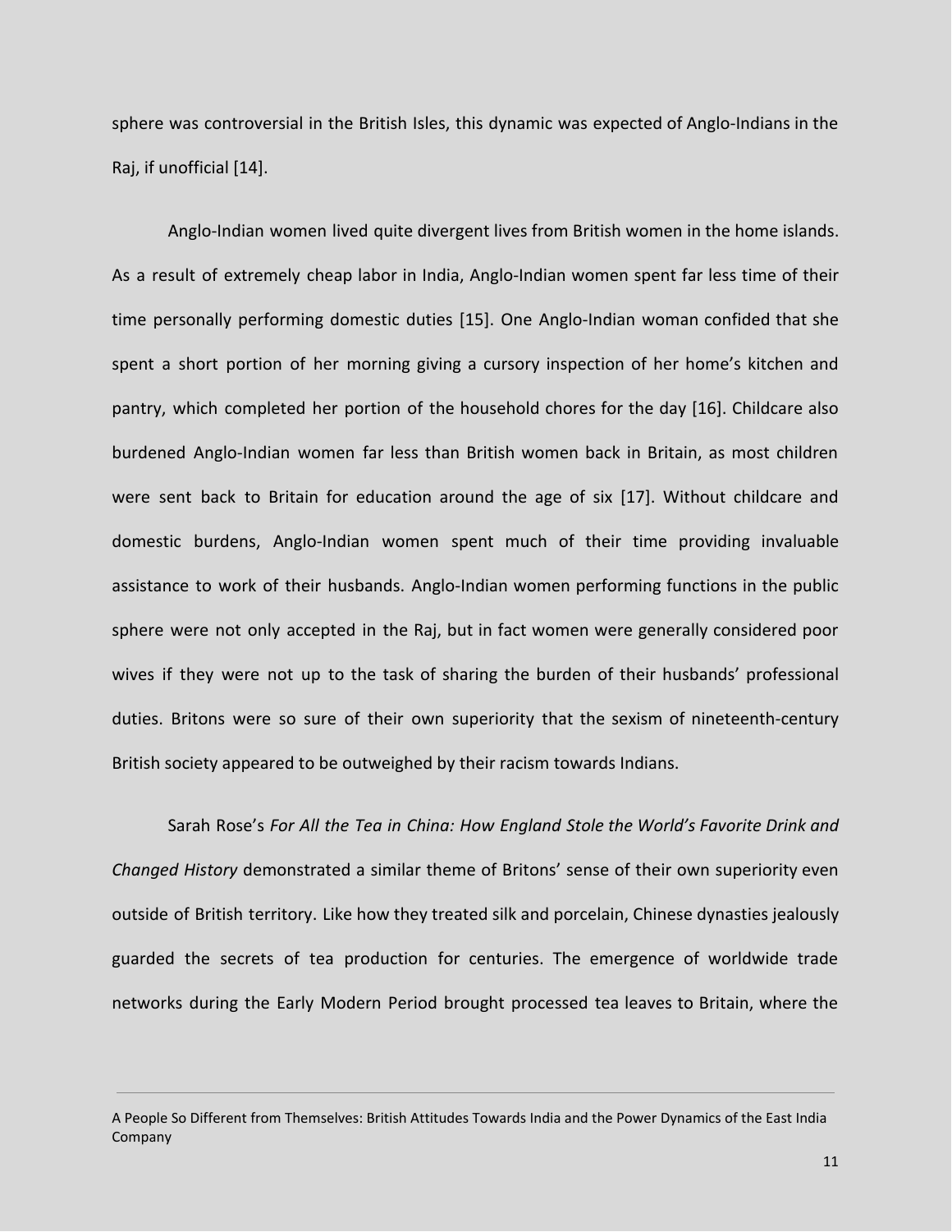sphere was controversial in the British Isles, this dynamic was expected of Anglo-Indians in the Raj, if unofficial [14].

Anglo-Indian women lived quite divergent lives from British women in the home islands. As a result of extremely cheap labor in India, Anglo-Indian women spent far less time of their time personally performing domestic duties [15]. One Anglo-Indian woman confided that she spent a short portion of her morning giving a cursory inspection of her home's kitchen and pantry, which completed her portion of the household chores for the day [16]. Childcare also burdened Anglo-Indian women far less than British women back in Britain, as most children were sent back to Britain for education around the age of six [17]. Without childcare and domestic burdens, Anglo-Indian women spent much of their time providing invaluable assistance to work of their husbands. Anglo-Indian women performing functions in the public sphere were not only accepted in the Raj, but in fact women were generally considered poor wives if they were not up to the task of sharing the burden of their husbands' professional duties. Britons were so sure of their own superiority that the sexism of nineteenth-century British society appeared to be outweighed by their racism towards Indians.

Sarah Rose's *For All the Tea in China: How England Stole the World's Favorite Drink and Changed History* demonstrated a similar theme of Britons' sense of their own superiority even outside of British territory. Like how they treated silk and porcelain, Chinese dynasties jealously guarded the secrets of tea production for centuries. The emergence of worldwide trade networks during the Early Modern Period brought processed tea leaves to Britain, where the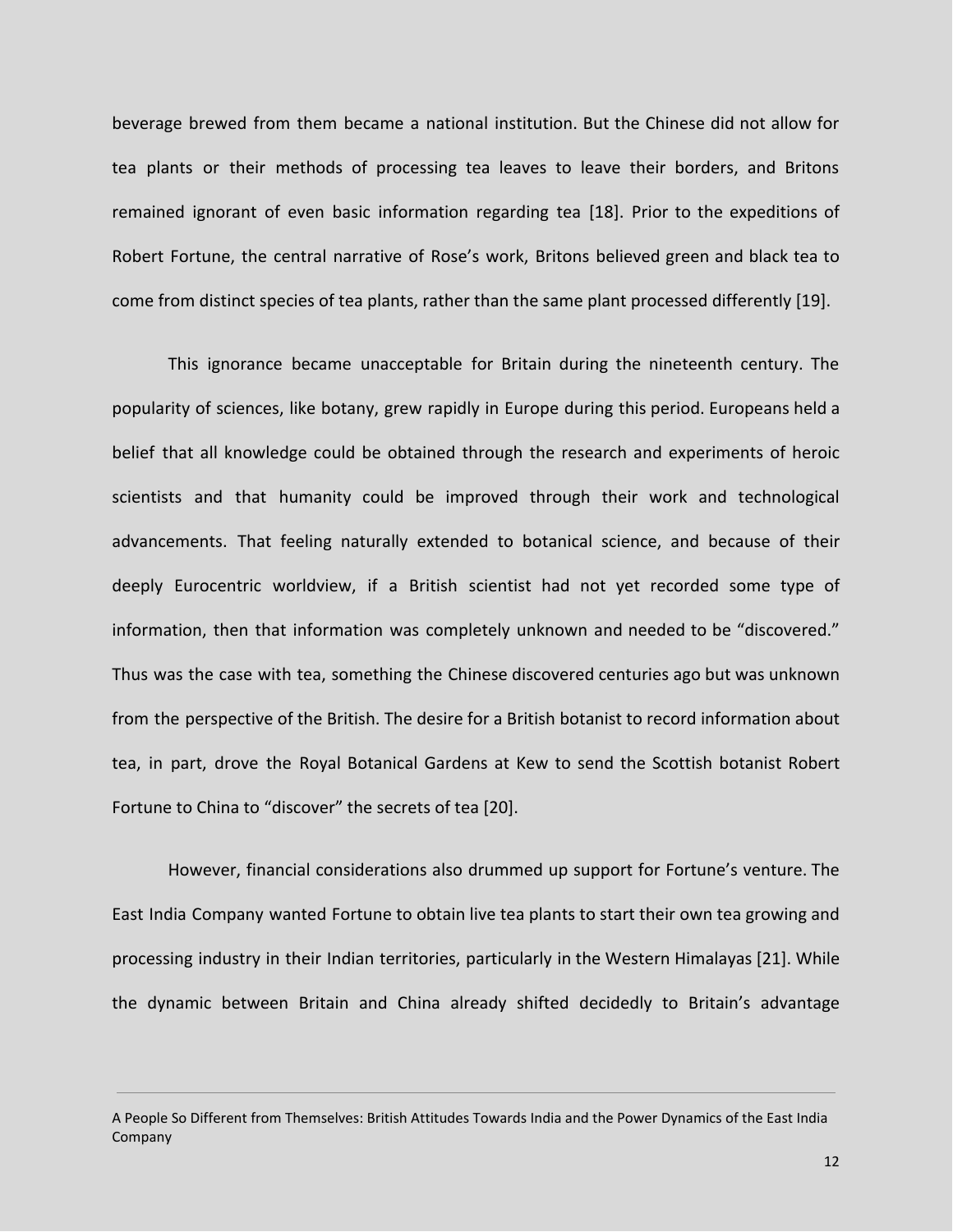beverage brewed from them became a national institution. But the Chinese did not allow for tea plants or their methods of processing tea leaves to leave their borders, and Britons remained ignorant of even basic information regarding tea [18]. Prior to the expeditions of Robert Fortune, the central narrative of Rose's work, Britons believed green and black tea to come from distinct species of tea plants, rather than the same plant processed differently [19].

This ignorance became unacceptable for Britain during the nineteenth century. The popularity of sciences, like botany, grew rapidly in Europe during this period. Europeans held a belief that all knowledge could be obtained through the research and experiments of heroic scientists and that humanity could be improved through their work and technological advancements. That feeling naturally extended to botanical science, and because of their deeply Eurocentric worldview, if a British scientist had not yet recorded some type of information, then that information was completely unknown and needed to be "discovered." Thus was the case with tea, something the Chinese discovered centuries ago but was unknown from the perspective of the British. The desire for a British botanist to record information about tea, in part, drove the Royal Botanical Gardens at Kew to send the Scottish botanist Robert Fortune to China to "discover" the secrets of tea [20].

However, financial considerations also drummed up support for Fortune's venture. The East India Company wanted Fortune to obtain live tea plants to start their own tea growing and processing industry in their Indian territories, particularly in the Western Himalayas [21]. While the dynamic between Britain and China already shifted decidedly to Britain's advantage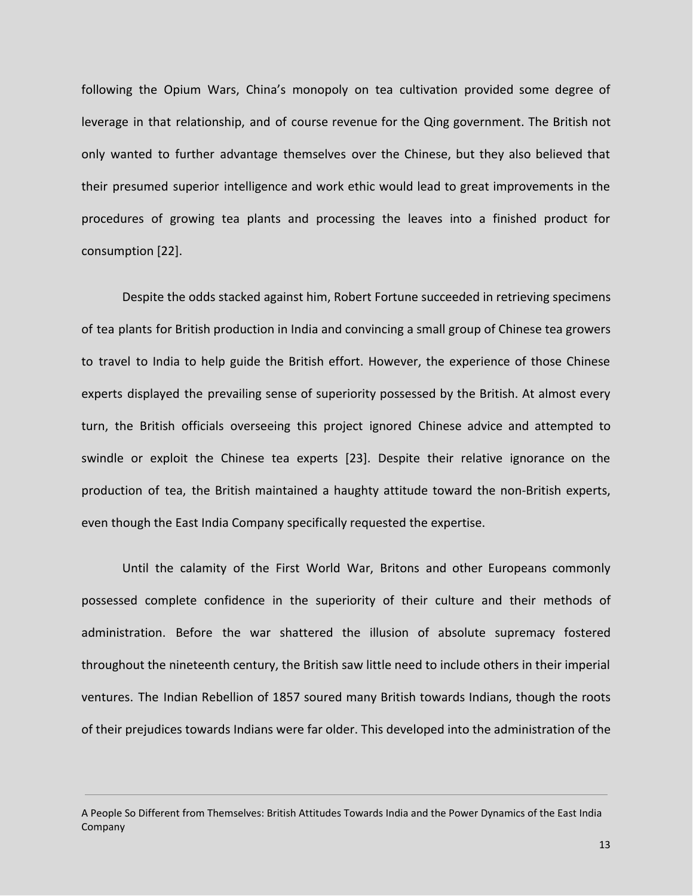following the Opium Wars, China's monopoly on tea cultivation provided some degree of leverage in that relationship, and of course revenue for the Qing government. The British not only wanted to further advantage themselves over the Chinese, but they also believed that their presumed superior intelligence and work ethic would lead to great improvements in the procedures of growing tea plants and processing the leaves into a finished product for consumption [22].

Despite the odds stacked against him, Robert Fortune succeeded in retrieving specimens of tea plants for British production in India and convincing a small group of Chinese tea growers to travel to India to help guide the British effort. However, the experience of those Chinese experts displayed the prevailing sense of superiority possessed by the British. At almost every turn, the British officials overseeing this project ignored Chinese advice and attempted to swindle or exploit the Chinese tea experts [23]. Despite their relative ignorance on the production of tea, the British maintained a haughty attitude toward the non-British experts, even though the East India Company specifically requested the expertise.

Until the calamity of the First World War, Britons and other Europeans commonly possessed complete confidence in the superiority of their culture and their methods of administration. Before the war shattered the illusion of absolute supremacy fostered throughout the nineteenth century, the British saw little need to include others in their imperial ventures. The Indian Rebellion of 1857 soured many British towards Indians, though the roots of their prejudices towards Indians were far older. This developed into the administration of the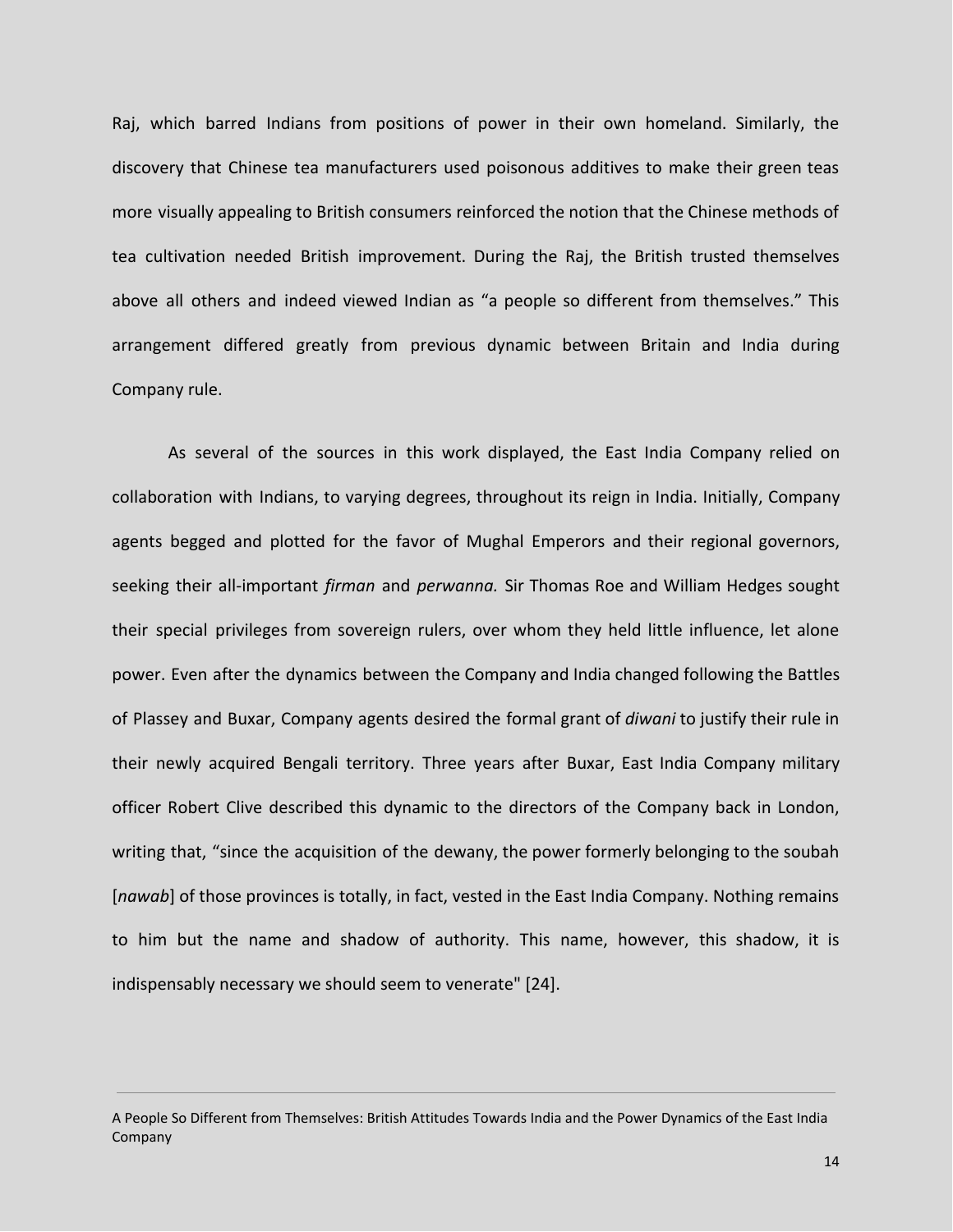Raj, which barred Indians from positions of power in their own homeland. Similarly, the discovery that Chinese tea manufacturers used poisonous additives to make their green teas more visually appealing to British consumers reinforced the notion that the Chinese methods of tea cultivation needed British improvement. During the Raj, the British trusted themselves above all others and indeed viewed Indian as "a people so different from themselves." This arrangement differed greatly from previous dynamic between Britain and India during Company rule.

As several of the sources in this work displayed, the East India Company relied on collaboration with Indians, to varying degrees, throughout its reign in India. Initially, Company agents begged and plotted for the favor of Mughal Emperors and their regional governors, seeking their all-important *firman* and *perwanna.* Sir Thomas Roe and William Hedges sought their special privileges from sovereign rulers, over whom they held little influence, let alone power. Even after the dynamics between the Company and India changed following the Battles of Plassey and Buxar, Company agents desired the formal grant of *diwani* to justify their rule in their newly acquired Bengali territory. Three years after Buxar, East India Company military officer Robert Clive described this dynamic to the directors of the Company back in London, writing that, "since the acquisition of the dewany, the power formerly belonging to the soubah [*nawab*] of those provinces is totally, in fact, vested in the East India Company. Nothing remains to him but the name and shadow of authority. This name, however, this shadow, it is indispensably necessary we should seem to venerate" [24].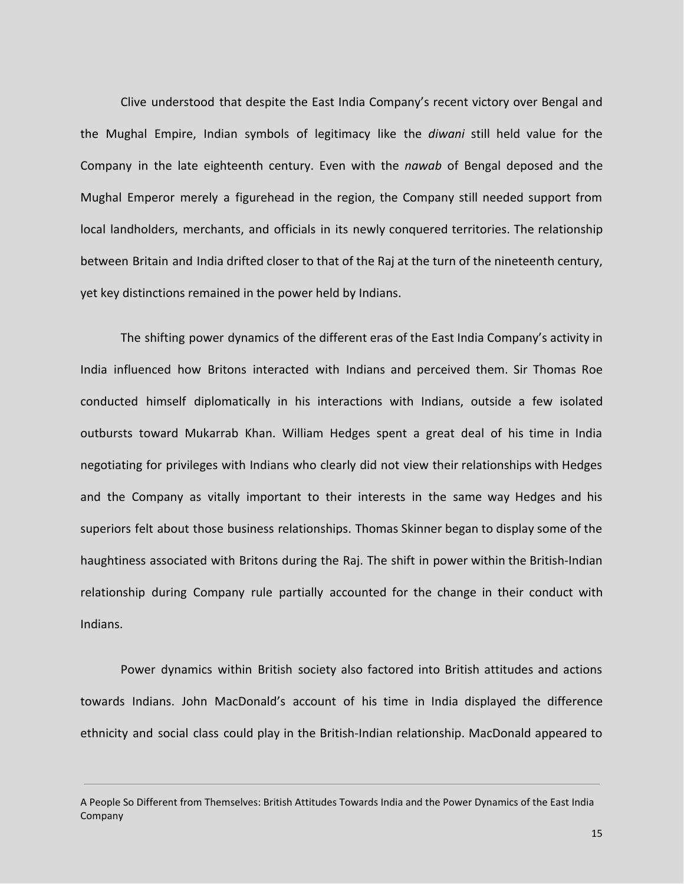Clive understood that despite the East India Company's recent victory over Bengal and the Mughal Empire, Indian symbols of legitimacy like the *diwani* still held value for the Company in the late eighteenth century. Even with the *nawab* of Bengal deposed and the Mughal Emperor merely a figurehead in the region, the Company still needed support from local landholders, merchants, and officials in its newly conquered territories. The relationship between Britain and India drifted closer to that of the Raj at the turn of the nineteenth century, yet key distinctions remained in the power held by Indians.

The shifting power dynamics of the different eras of the East India Company's activity in India influenced how Britons interacted with Indians and perceived them. Sir Thomas Roe conducted himself diplomatically in his interactions with Indians, outside a few isolated outbursts toward Mukarrab Khan. William Hedges spent a great deal of his time in India negotiating for privileges with Indians who clearly did not view their relationships with Hedges and the Company as vitally important to their interests in the same way Hedges and his superiors felt about those business relationships. Thomas Skinner began to display some of the haughtiness associated with Britons during the Raj. The shift in power within the British-Indian relationship during Company rule partially accounted for the change in their conduct with Indians.

Power dynamics within British society also factored into British attitudes and actions towards Indians. John MacDonald's account of his time in India displayed the difference ethnicity and social class could play in the British-Indian relationship. MacDonald appeared to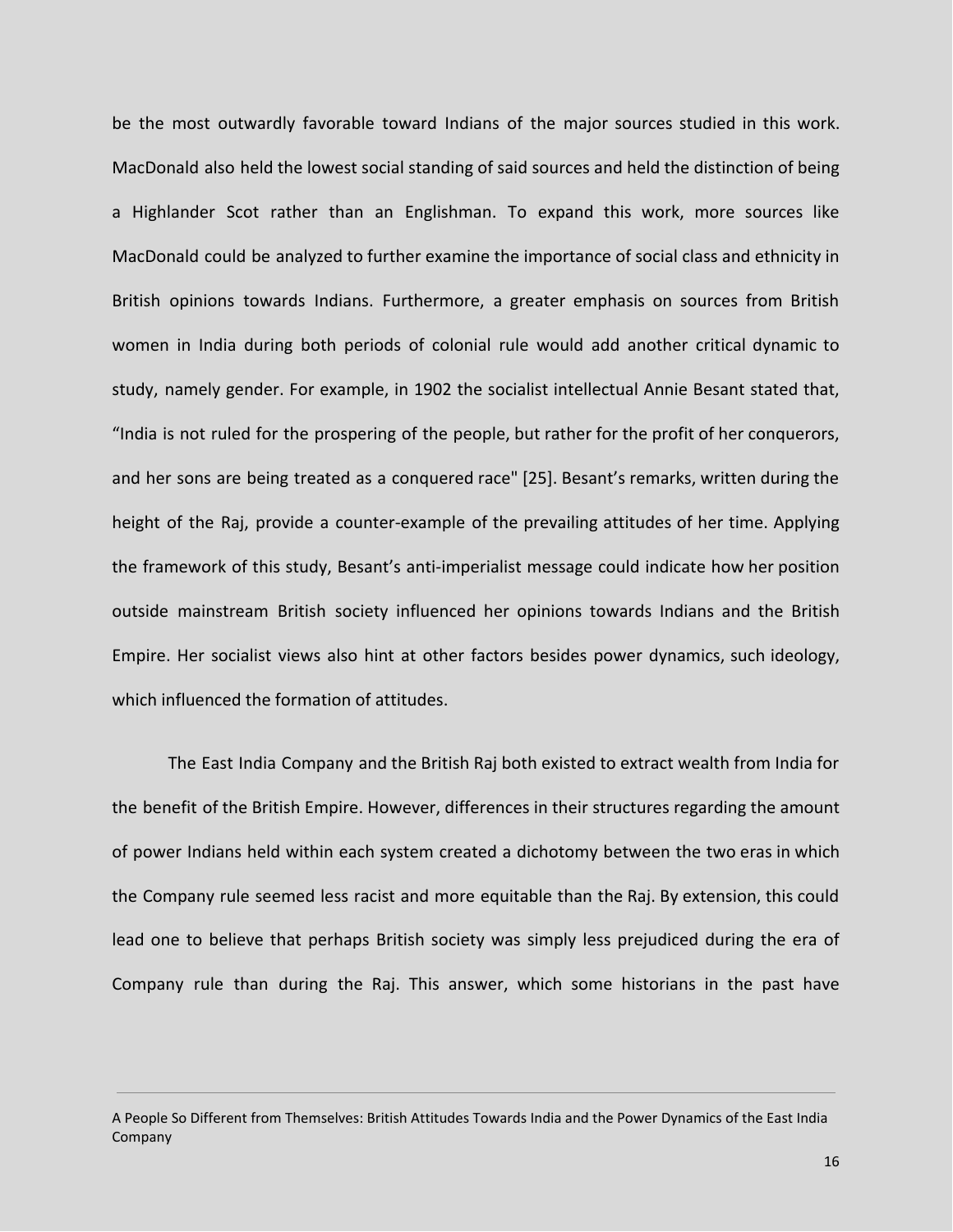be the most outwardly favorable toward Indians of the major sources studied in this work. MacDonald also held the lowest social standing of said sources and held the distinction of being a Highlander Scot rather than an Englishman. To expand this work, more sources like MacDonald could be analyzed to further examine the importance of social class and ethnicity in British opinions towards Indians. Furthermore, a greater emphasis on sources from British women in India during both periods of colonial rule would add another critical dynamic to study, namely gender. For example, in 1902 the socialist intellectual Annie Besant stated that, "India is not ruled for the prospering of the people, but rather for the profit of her conquerors, and her sons are being treated as a conquered race" [25]. Besant's remarks, written during the height of the Raj, provide a counter-example of the prevailing attitudes of her time. Applying the framework of this study, Besant's anti-imperialist message could indicate how her position outside mainstream British society influenced her opinions towards Indians and the British Empire. Her socialist views also hint at other factors besides power dynamics, such ideology, which influenced the formation of attitudes.

The East India Company and the British Raj both existed to extract wealth from India for the benefit of the British Empire. However, differences in their structures regarding the amount of power Indians held within each system created a dichotomy between the two eras in which the Company rule seemed less racist and more equitable than the Raj. By extension, this could lead one to believe that perhaps British society was simply less prejudiced during the era of Company rule than during the Raj. This answer, which some historians in the past have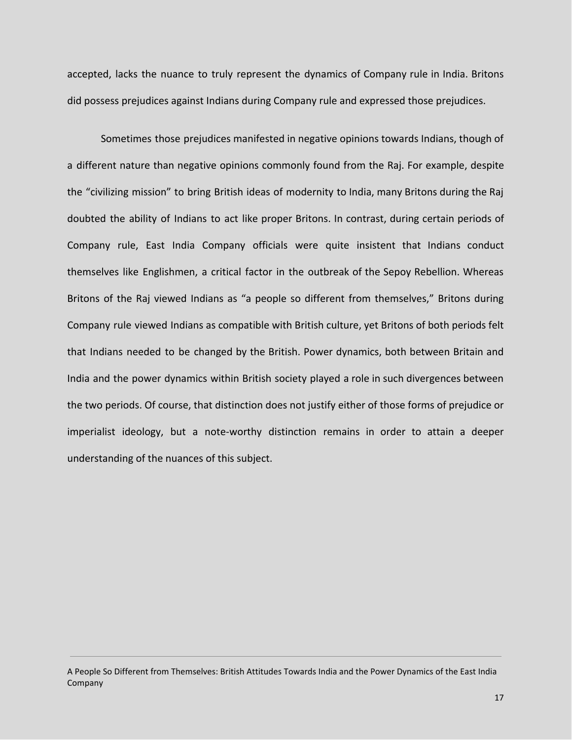accepted, lacks the nuance to truly represent the dynamics of Company rule in India. Britons did possess prejudices against Indians during Company rule and expressed those prejudices.

Sometimes those prejudices manifested in negative opinions towards Indians, though of a different nature than negative opinions commonly found from the Raj. For example, despite the "civilizing mission" to bring British ideas of modernity to India, many Britons during the Raj doubted the ability of Indians to act like proper Britons. In contrast, during certain periods of Company rule, East India Company officials were quite insistent that Indians conduct themselves like Englishmen, a critical factor in the outbreak of the Sepoy Rebellion. Whereas Britons of the Raj viewed Indians as "a people so different from themselves," Britons during Company rule viewed Indians as compatible with British culture, yet Britons of both periods felt that Indians needed to be changed by the British. Power dynamics, both between Britain and India and the power dynamics within British society played a role in such divergences between the two periods. Of course, that distinction does not justify either of those forms of prejudice or imperialist ideology, but a note-worthy distinction remains in order to attain a deeper understanding of the nuances of this subject.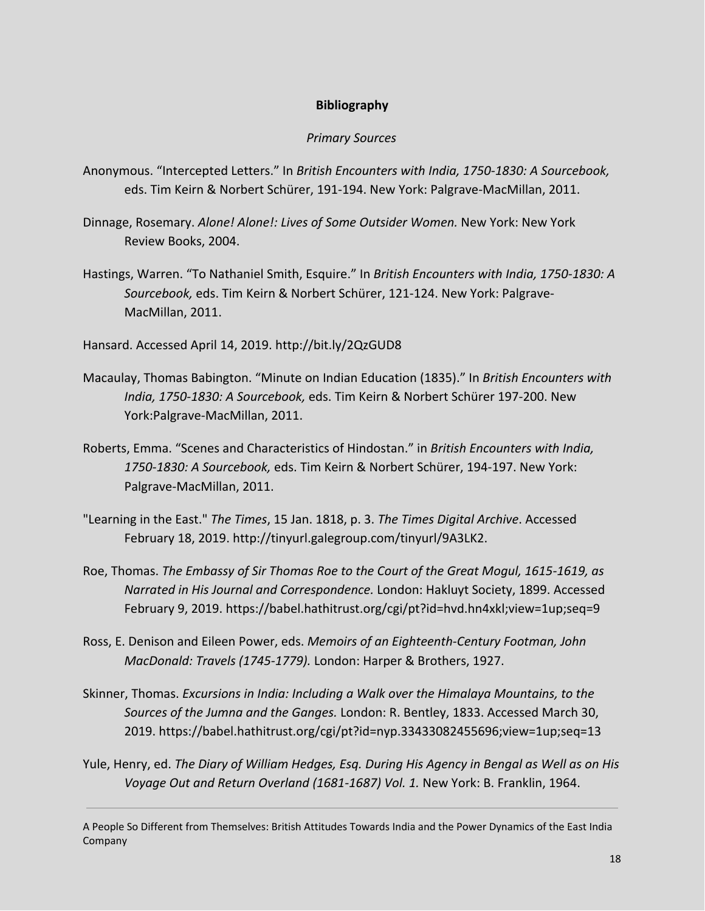## Bibliography

*Primary Sources*

Anonymous. "Intercepted Letters." In *British Encounters with India, 1750-1830: A Sourcebook,* eds. Tim Keirn & Norbert Schürer, 191-194. New York: Palgrave-MacMillan, 2011.

Dinnage, Rosemary. *Alone! Alone!: Lives of Some Outsider Women.* New York: New York Review Books, 2004.

Hastings, Warren. "To Nathaniel Smith, Esquire." In *British Encounters with India, 1750-1830: A Sourcebook,* eds. Tim Keirn & Norbert Schürer, 121-124. New York: Palgrave-MacMillan, 2011.

Hansard. Accessed April 14, 2019. http://bit.ly/2QzGUD8

Macaulay, Thomas Babington. "Minute on Indian Education (1835)." In *British Encounters with India, 1750-1830: A Sourcebook,* eds. Tim Keirn & Norbert Schürer 197-200. New York:Palgrave-MacMillan, 2011.

Roberts, Emma. "Scenes and Characteristics of Hindostan." in *British Encounters with India, 1750-1830: A Sourcebook,* eds. Tim Keirn & Norbert Schürer, 194-197. New York: Palgrave-MacMillan, 2011.

"Learning in the East." *The Times*, 15 Jan. 1818, p. 3. *The Times Digital Archive*. Accessed February 18, 2019. http://tinyurl.galegroup.com/tinyurl/9A3LK2.

Roe, Thomas. *The Embassy of Sir Thomas Roe to the Court of the Great Mogul, 1615-1619, as Narrated in His Journal and Correspondence.* London: Hakluyt Society, 1899. Accessed February 9, 2019. https://babel.hathitrust.org/cgi/pt?id=hvd.hn4xkl;view=1up;seq=9

Ross, E. Denison and Eileen Power, eds. *Memoirs of an Eighteenth-Century Footman, John MacDonald: Travels (1745-1779).* London: Harper & Brothers, 1927.

Skinner, Thomas. *Excursions in India: Including a Walk over the Himalaya Mountains, to the Sources of the Jumna and the Ganges.* London: R. Bentley, 1833. Accessed March 30, 2019. https://babel.hathitrust.org/cgi/pt?id=nyp.33433082455696;view=1up;seq=13

Yule, Henry, ed. *The Diary of William Hedges, Esq. During His Agency in Bengal as Well as on His Voyage Out and Return Overland (1681-1687) Vol. 1.* New York: B. Franklin, 1964.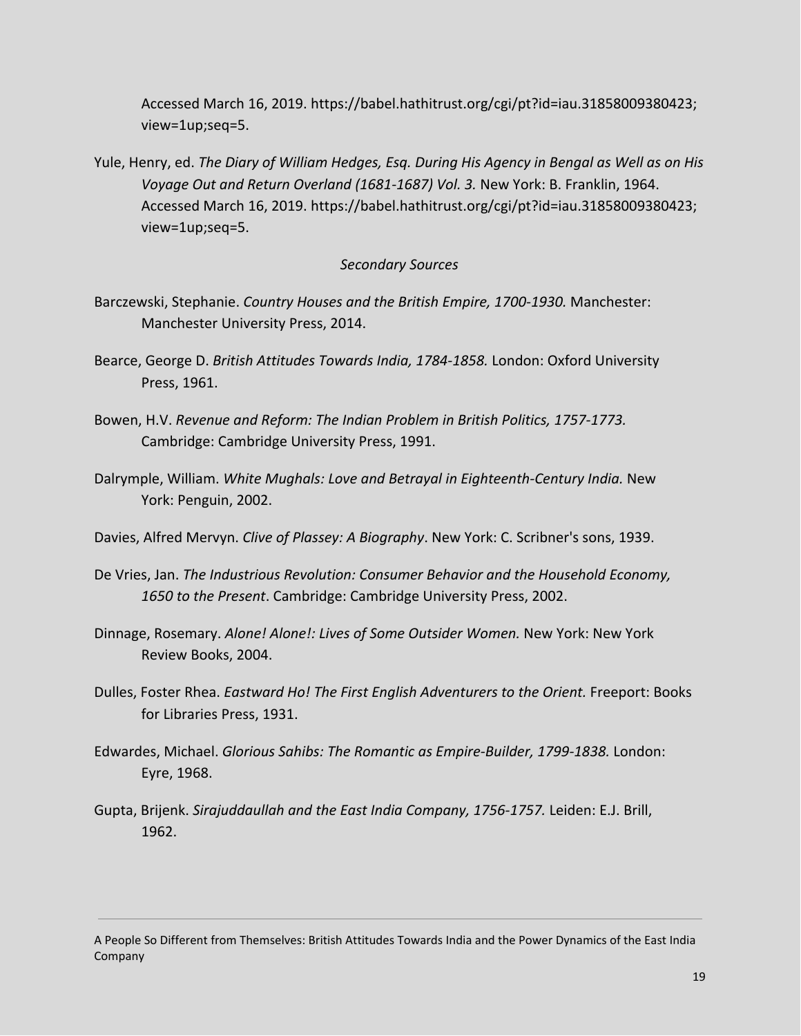Accessed March 16, 2019. https://babel.hathitrust.org/cgi/pt?id=iau.31858009380423;view=1up;seq=5.

Yule, Henry, ed. *The Diary of William Hedges, Esq. During His Agency in Bengal as Well as on His Voyage Out and Return Overland (1681-1687) Vol. 3.* New York: B. Franklin, 1964. Accessed March 16, 2019. https://babel.hathitrust.org/cgi/pt?id=iau.31858009380423;view=1up;seq=5.

*Secondary Sources*

Barczewski, Stephanie. *Country Houses and the British Empire, 1700-1930.* Manchester: Manchester University Press, 2014.

Bearce, George D. *British Attitudes Towards India, 1784-1858.* London: Oxford University Press, 1961.

Bowen, H.V. *Revenue and Reform: The Indian Problem in British Politics, 1757-1773.* Cambridge: Cambridge University Press, 1991.

Dalrymple, William. *White Mughals: Love and Betrayal in Eighteenth-Century India.* New York: Penguin, 2002.

Davies, Alfred Mervyn. *Clive of Plassey: A Biography*. New York: C. Scribner's sons, 1939.

De Vries, Jan. *The Industrious Revolution: Consumer Behavior and the Household Economy, 1650 to the Present*. Cambridge: Cambridge University Press, 2002.

Dinnage, Rosemary. *Alone! Alone!: Lives of Some Outsider Women.* New York: New York Review Books, 2004.

Dulles, Foster Rhea. *Eastward Ho! The First English Adventurers to the Orient.* Freeport: Books for Libraries Press, 1931.

Edwardes, Michael. *Glorious Sahibs: The Romantic as Empire-Builder, 1799-1838.* London: Eyre, 1968.

Gupta, Brijenk. *Sirajuddaullah and the East India Company, 1756-1757.* Leiden: E.J. Brill, 1962.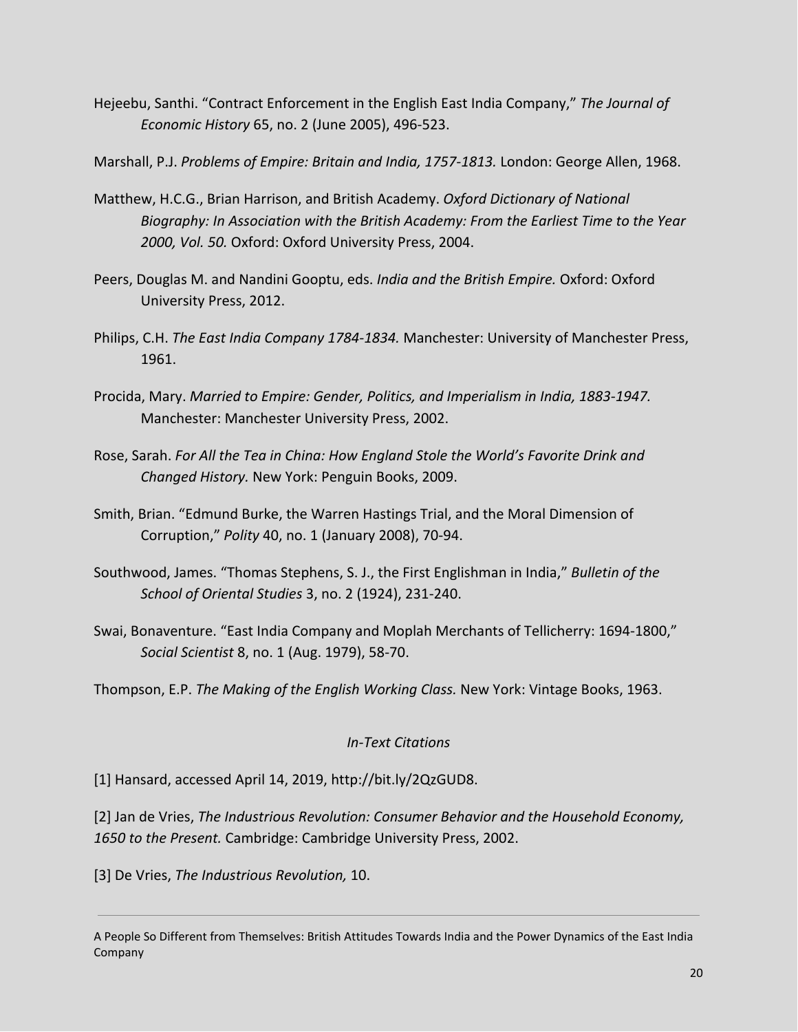Hejeebu, Santhi. "Contract Enforcement in the English East India Company," *The Journal of Economic History* 65, no. 2 (June 2005), 496-523.

Marshall, P.J. *Problems of Empire: Britain and India, 1757-1813.* London: George Allen, 1968.

Matthew, H.C.G., Brian Harrison, and British Academy. *Oxford Dictionary of National Biography: In Association with the British Academy: From the Earliest Time to the Year 2000, Vol. 50.* Oxford: Oxford University Press, 2004.

Peers, Douglas M. and Nandini Gooptu, eds. *India and the British Empire.* Oxford: Oxford University Press, 2012.

Philips, C.H. *The East India Company 1784-1834.* Manchester: University of Manchester Press, 1961.

Procida, Mary. *Married to Empire: Gender, Politics, and Imperialism in India, 1883-1947.* Manchester: Manchester University Press, 2002.

Rose, Sarah. *For All the Tea in China: How England Stole the World's Favorite Drink and Changed History.* New York: Penguin Books, 2009.

Smith, Brian. "Edmund Burke, the Warren Hastings Trial, and the Moral Dimension of Corruption," *Polity* 40, no. 1 (January 2008), 70-94.

Southwood, James. "Thomas Stephens, S. J., the First Englishman in India," *Bulletin of the School of Oriental Studies* 3, no. 2 (1924), 231-240.

Swai, Bonaventure. "East India Company and Moplah Merchants of Tellicherry: 1694-1800," *Social Scientist* 8, no. 1 (Aug. 1979), 58-70.

Thompson, E.P. *The Making of the English Working Class.* New York: Vintage Books, 1963.

*In-Text Citations*

[1] Hansard, accessed April 14, 2019, http://bit.ly/2QzGUD8.

[2] Jan de Vries, *The Industrious Revolution: Consumer Behavior and the Household Economy, 1650 to the Present.* Cambridge: Cambridge University Press, 2002.

[3] De Vries, *The Industrious Revolution,* 10.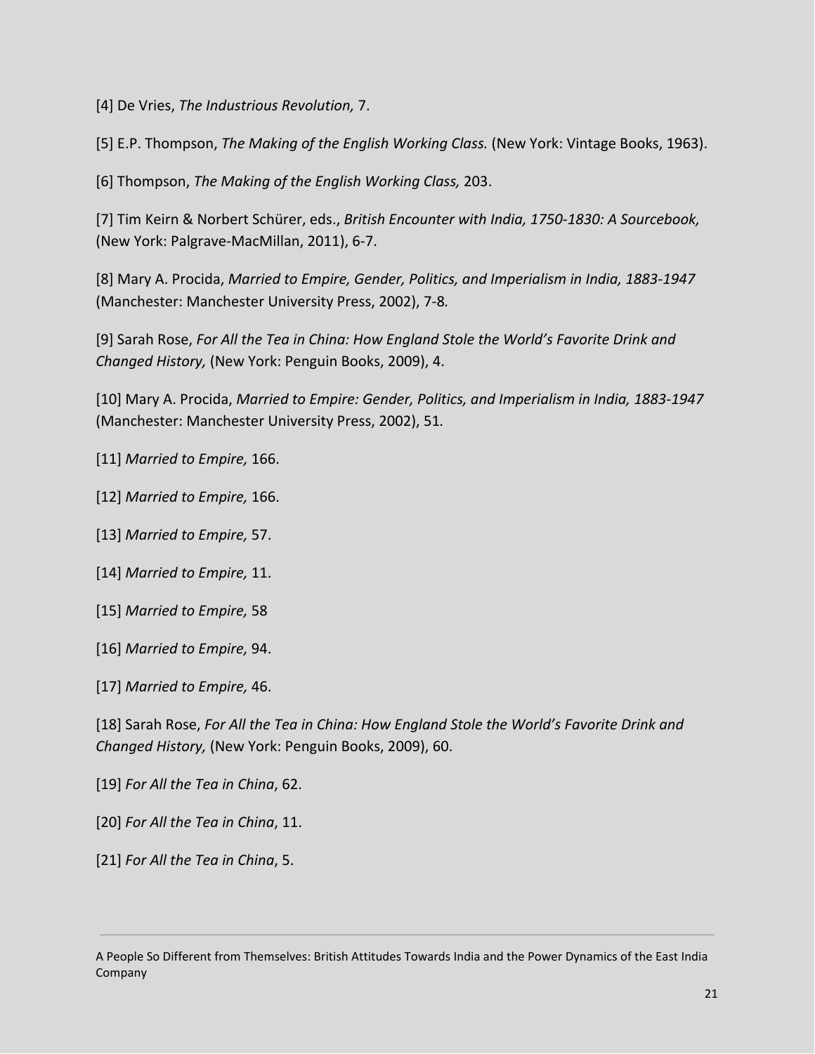[4] De Vries, *The Industrious Revolution,* 7.

[5] E.P. Thompson, *The Making of the English Working Class.* (New York: Vintage Books, 1963).

[6] Thompson, *The Making of the English Working Class,* 203.

[7] Tim Keirn & Norbert Schürer, eds., *British Encounter with India, 1750-1830: A Sourcebook,* (New York: Palgrave-MacMillan, 2011), 6-7.

[8] Mary A. Procida, *Married to Empire, Gender, Politics, and Imperialism in India, 1883-1947* (Manchester: Manchester University Press, 2002), 7-8*.*

[9] Sarah Rose, *For All the Tea in China: How England Stole the World's Favorite Drink and Changed History,* (New York: Penguin Books, 2009), 4.

[10] Mary A. Procida, *Married to Empire: Gender, Politics, and Imperialism in India, 1883-1947* (Manchester: Manchester University Press, 2002), 51*.*

[11] *Married to Empire,* 166.

[12] *Married to Empire,* 166.

[13] *Married to Empire,* 57.

[14] *Married to Empire,* 11.

[15] *Married to Empire,* 58

[16] *Married to Empire,* 94.

[17] *Married to Empire,* 46.

[18] Sarah Rose, *For All the Tea in China: How England Stole the World's Favorite Drink and Changed History,* (New York: Penguin Books, 2009), 60.

[19] *For All the Tea in China*, 62.

[20] *For All the Tea in China*, 11.

[21] *For All the Tea in China*, 5.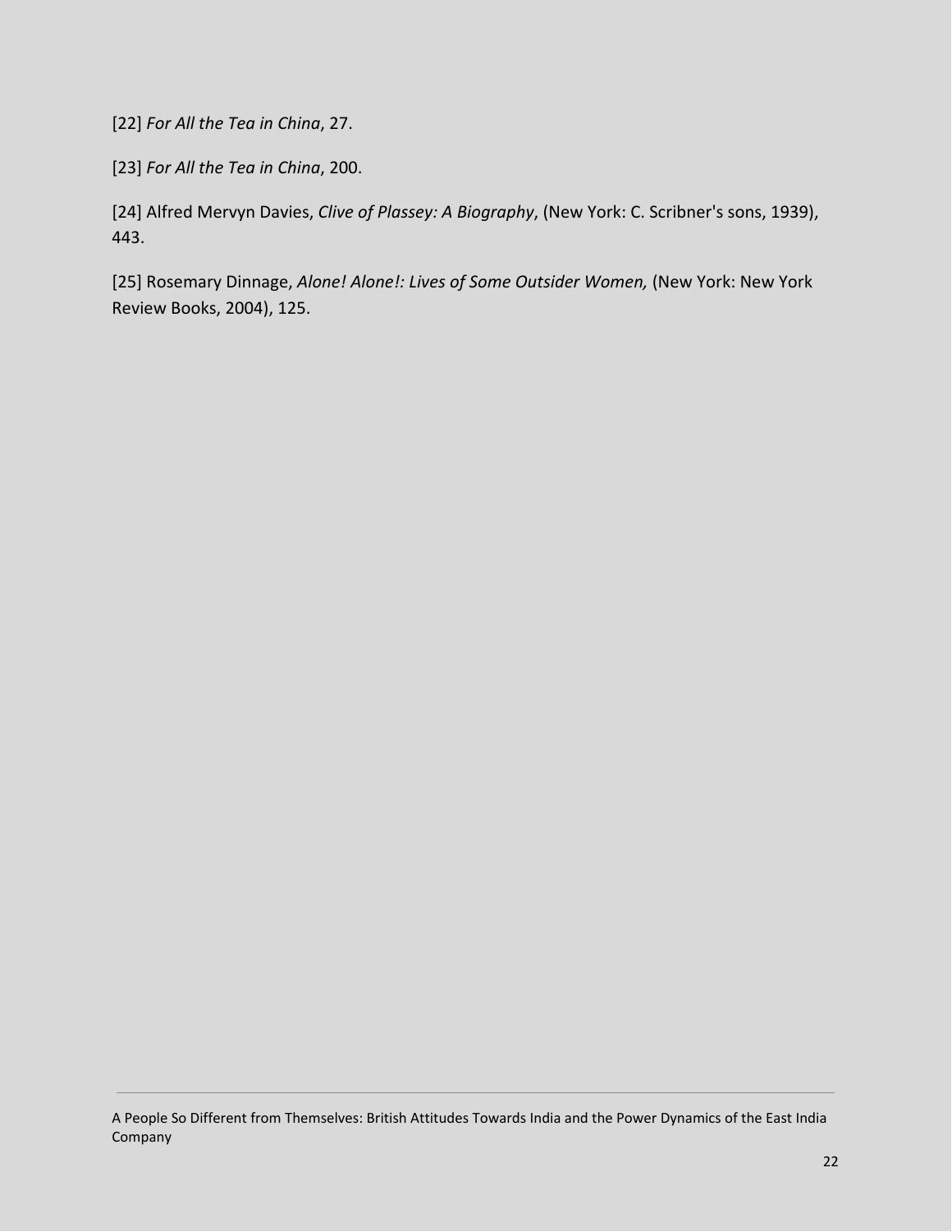[22] *For All the Tea in China*, 27.

[23] *For All the Tea in China*, 200.

[24] Alfred Mervyn Davies, *Clive of Plassey: A Biography*, (New York: C. Scribner's sons, 1939), 443.

[25] Rosemary Dinnage, *Alone! Alone!: Lives of Some Outsider Women,* (New York: New York Review Books, 2004), 125.